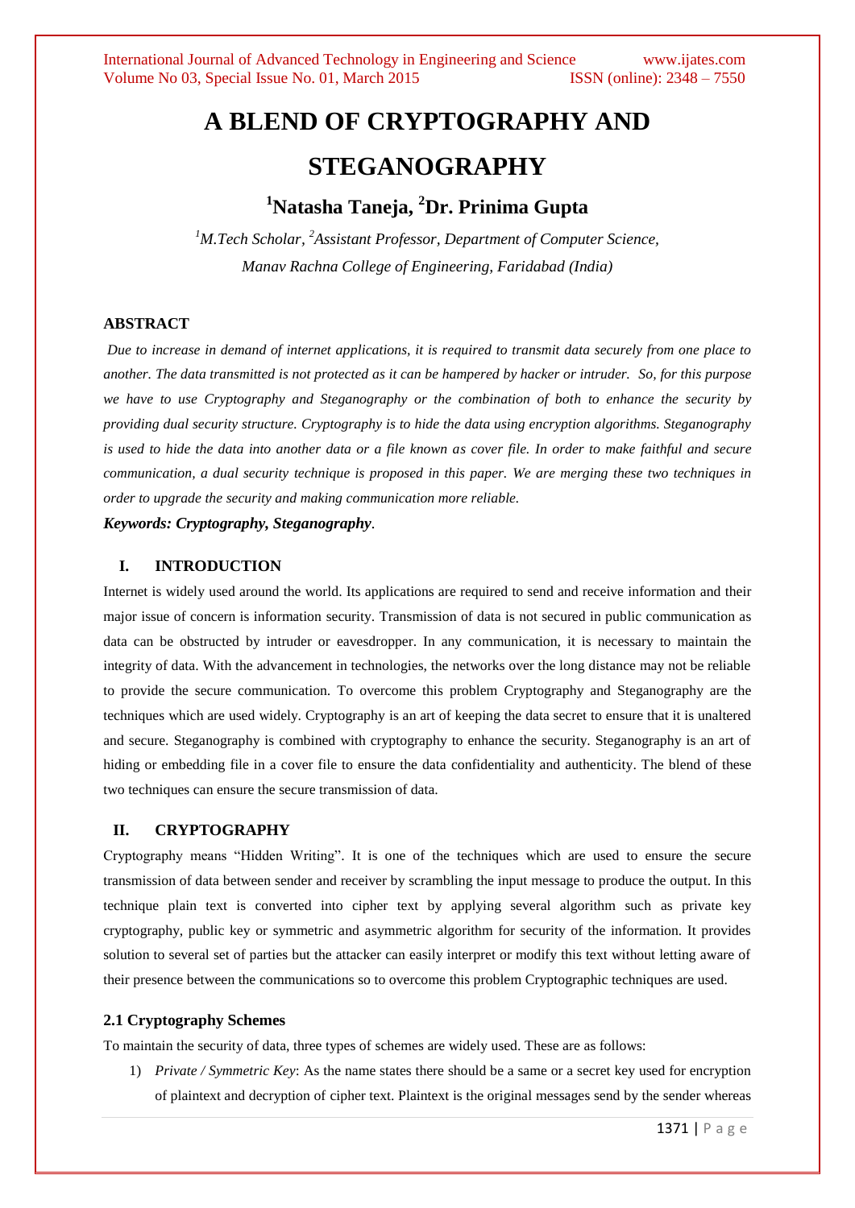# A BLEND OF CRYPTOGRAPHY AND STEGANOGRAPHY

## [1]Natasha Taneja, [2]Dr. Prinima Gupta

*[1]M.Tech Scholar, [2]Assistant Professor, Department of Computer Science, Manav Rachna College of Engineering, Faridabad (India)*

### ABSTRACT

*Due to increase in demand of internet applications, it is required to transmit data securely from one place to another. The data transmitted is not protected as it can be hampered by hacker or intruder. So, for this purpose we have to use Cryptography and Steganography or the combination of both to enhance the security by providing dual security structure. Cryptography is to hide the data using encryption algorithms. Steganography is used to hide the data into another data or a file known as cover file. In order to make faithful and secure communication, a dual security technique is proposed in this paper. We are merging these two techniques in order to upgrade the security and making communication more reliable.*

***Keywords: Cryptography, Steganography***.

### I. INTRODUCTION

Internet is widely used around the world. Its applications are required to send and receive information and their major issue of concern is information security. Transmission of data is not secured in public communication as data can be obstructed by intruder or eavesdropper. In any communication, it is necessary to maintain the integrity of data. With the advancement in technologies, the networks over the long distance may not be reliable to provide the secure communication. To overcome this problem Cryptography and Steganography are the techniques which are used widely. Cryptography is an art of keeping the data secret to ensure that it is unaltered and secure. Steganography is combined with cryptography to enhance the security. Steganography is an art of hiding or embedding file in a cover file to ensure the data confidentiality and authenticity. The blend of these two techniques can ensure the secure transmission of data.

### II. CRYPTOGRAPHY

Cryptography means "Hidden Writing". It is one of the techniques which are used to ensure the secure transmission of data between sender and receiver by scrambling the input message to produce the output. In this technique plain text is converted into cipher text by applying several algorithm such as private key cryptography, public key or symmetric and asymmetric algorithm for security of the information. It provides solution to several set of parties but the attacker can easily interpret or modify this text without letting aware of their presence between the communications so to overcome this problem Cryptographic techniques are used.

#### 2.1 Cryptography Schemes

To maintain the security of data, three types of schemes are widely used. These are as follows:

1) *Private / Symmetric Key*: As the name states there should be a same or a secret key used for encryption of plaintext and decryption of cipher text. Plaintext is the original messages send by the sender whereas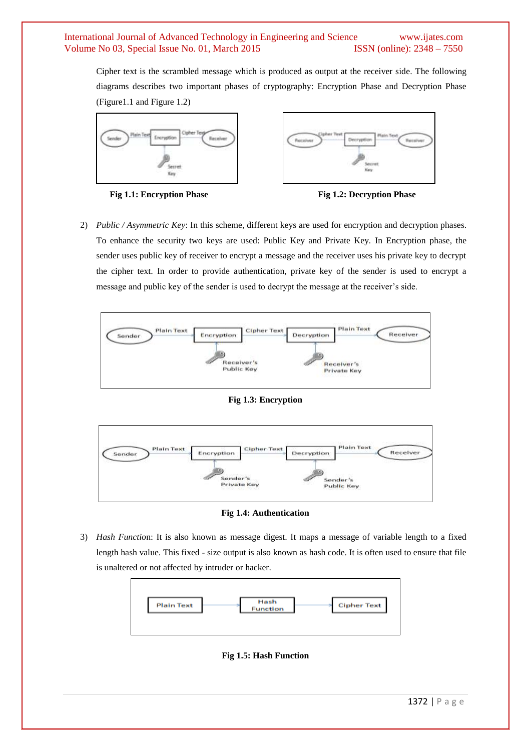Cipher text is the scrambled message which is produced as output at the receiver side. The following diagrams describes two important phases of cryptography: Encryption Phase and Decryption Phase (Figure1.1 and Figure 1.2)

**Fig 1.1: Encryption Phase**

**Fig 1.2: Decryption Phase**

2) *Public / Asymmetric Key*: In this scheme, different keys are used for encryption and decryption phases. To enhance the security two keys are used: Public Key and Private Key. In Encryption phase, the sender uses public key of receiver to encrypt a message and the receiver uses his private key to decrypt the cipher text. In order to provide authentication, private key of the sender is used to encrypt a message and public key of the sender is used to decrypt the message at the receiver's side.

**Fig 1.3: Encryption**

**Fig 1.4: Authentication**

3) *Hash Function*: It is also known as message digest. It maps a message of variable length to a fixed length hash value. This fixed - size output is also known as hash code. It is often used to ensure that file is unaltered or not affected by intruder or hacker.

**Fig 1.5: Hash Function**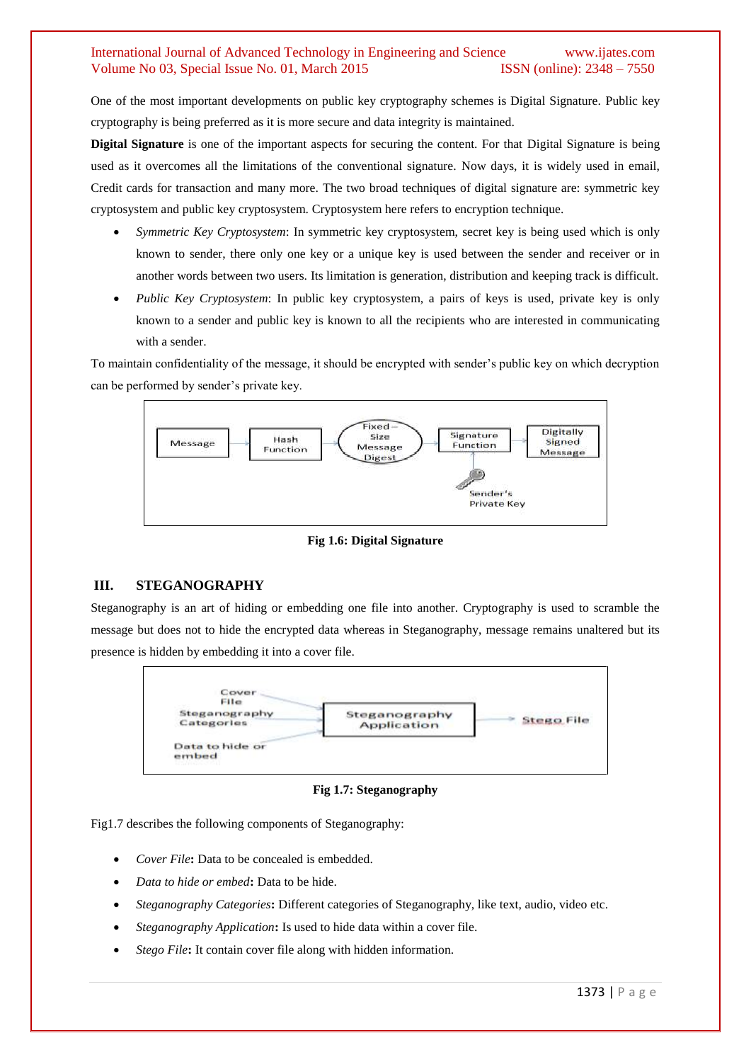One of the most important developments on public key cryptography schemes is Digital Signature. Public key cryptography is being preferred as it is more secure and data integrity is maintained.

**Digital Signature** is one of the important aspects for securing the content. For that Digital Signature is being used as it overcomes all the limitations of the conventional signature. Now days, it is widely used in email, Credit cards for transaction and many more. The two broad techniques of digital signature are: symmetric key cryptosystem and public key cryptosystem. Cryptosystem here refers to encryption technique.

- *Symmetric Key Cryptosystem*: In symmetric key cryptosystem, secret key is being used which is only known to sender, there only one key or a unique key is used between the sender and receiver or in another words between two users. Its limitation is generation, distribution and keeping track is difficult.
- *Public Key Cryptosystem*: In public key cryptosystem, a pairs of keys is used, private key is only known to a sender and public key is known to all the recipients who are interested in communicating with a sender.

To maintain confidentiality of the message, it should be encrypted with sender's public key on which decryption can be performed by sender's private key.

Message → Hash Function → Fixed – Size Message Digest → Signature Function → Digitally Signed Message

Sender's Private Key

**Fig 1.6: Digital Signature**

## III. STEGANOGRAPHY

Steganography is an art of hiding or embedding one file into another. Cryptography is used to scramble the message but does not to hide the encrypted data whereas in Steganography, message remains unaltered but its presence is hidden by embedding it into a cover file.

Cover File, Steganography Categories, Data to hide or embed → Steganography Application → Stego File

**Fig 1.7: Steganography**

Fig1.7 describes the following components of Steganography:

- *Cover File*: Data to be concealed is embedded.
- *Data to hide or embed*: Data to be hide.
- *Steganography Categories*: Different categories of Steganography, like text, audio, video etc.
- *Steganography Application*: Is used to hide data within a cover file.
- *Stego File*: It contain cover file along with hidden information.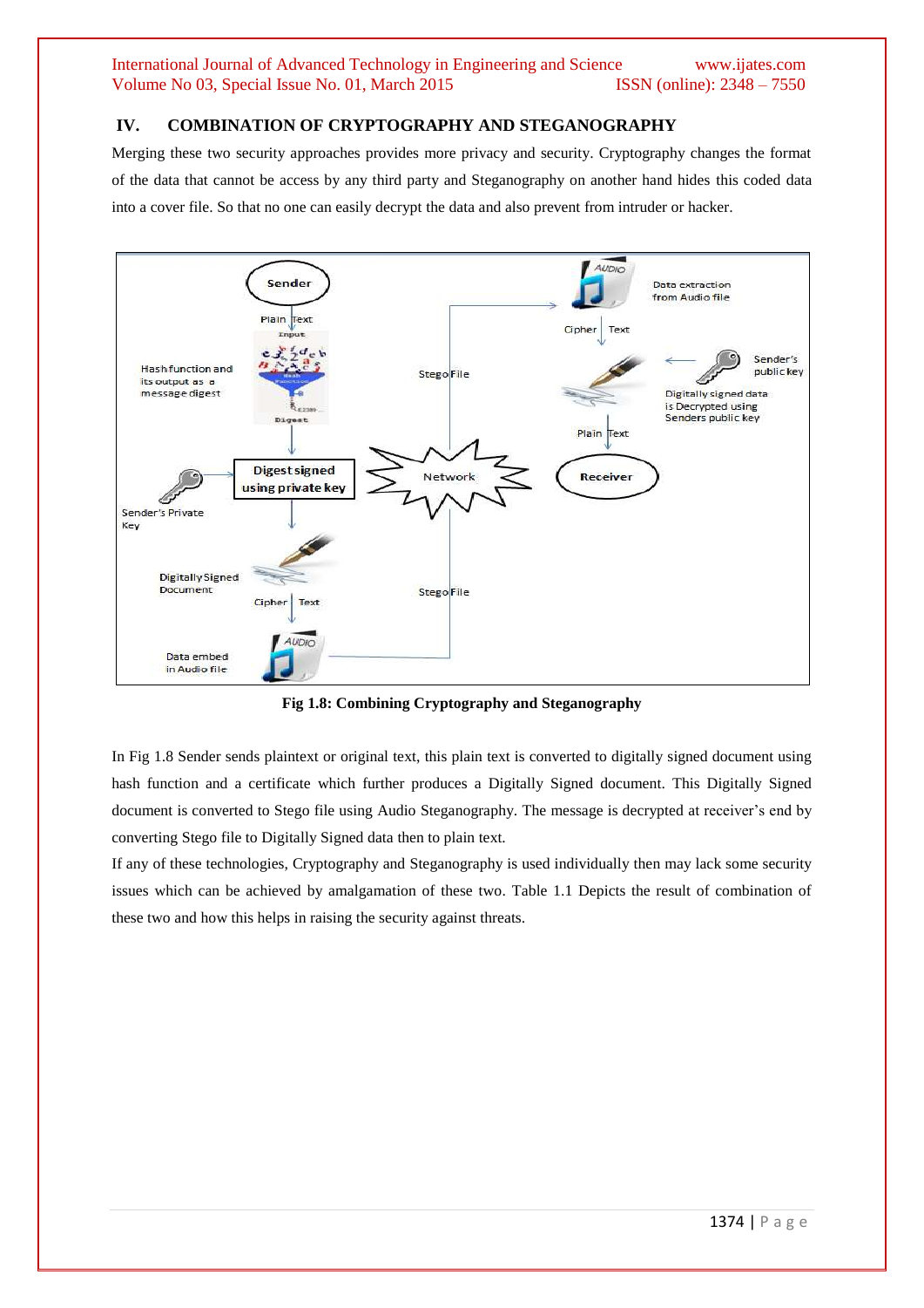## IV. COMBINATION OF CRYPTOGRAPHY AND STEGANOGRAPHY

Merging these two security approaches provides more privacy and security. Cryptography changes the format of the data that cannot be access by any third party and Steganography on another hand hides this coded data into a cover file. So that no one can easily decrypt the data and also prevent from intruder or hacker.

**Fig 1.8: Combining Cryptography and Steganography**

In Fig 1.8 Sender sends plaintext or original text, this plain text is converted to digitally signed document using hash function and a certificate which further produces a Digitally Signed document. This Digitally Signed document is converted to Stego file using Audio Steganography. The message is decrypted at receiver's end by converting Stego file to Digitally Signed data then to plain text.

If any of these technologies, Cryptography and Steganography is used individually then may lack some security issues which can be achieved by amalgamation of these two. Table 1.1 Depicts the result of combination of these two and how this helps in raising the security against threats.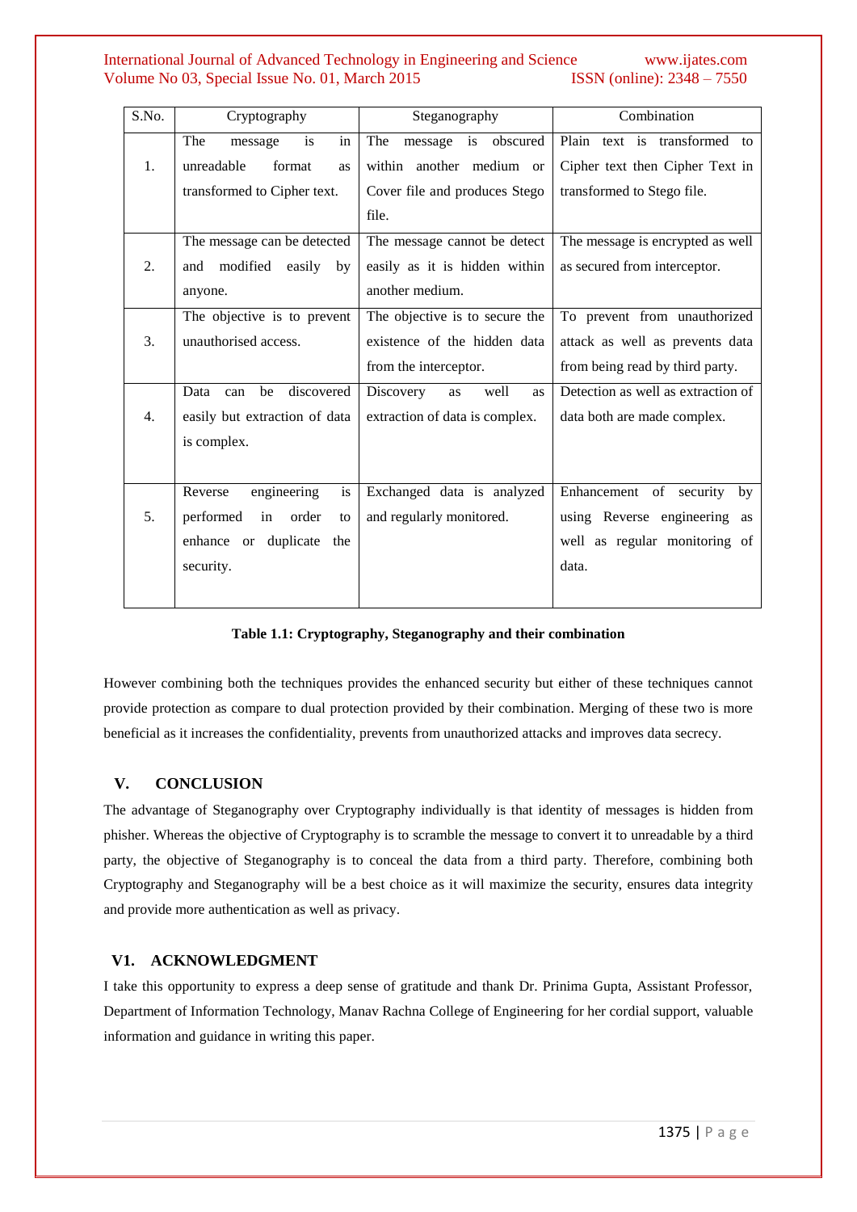| S.No. | Cryptography | Steganography | Combination |
|---|---|---|---|
| 1. | The message is in unreadable format as transformed to Cipher text. | The message is obscured within another medium or Cover file and produces Stego file. | Plain text is transformed to Cipher text then Cipher Text in transformed to Stego file. |
| 2. | The message can be detected and modified easily by anyone. | The message cannot be detect easily as it is hidden within another medium. | The message is encrypted as well as secured from interceptor. |
| 3. | The objective is to prevent unauthorised access. | The objective is to secure the existence of the hidden data from the interceptor. | To prevent from unauthorized attack as well as prevents data from being read by third party. |
| 4. | Data can be discovered easily but extraction of data is complex. | Discovery as well as extraction of data is complex. | Detection as well as extraction of data both are made complex. |
| 5. | Reverse engineering is performed in order to enhance or duplicate the security. | Exchanged data is analyzed and regularly monitored. | Enhancement of security by using Reverse engineering as well as regular monitoring of data. |

**Table 1.1: Cryptography, Steganography and their combination**

However combining both the techniques provides the enhanced security but either of these techniques cannot provide protection as compare to dual protection provided by their combination. Merging of these two is more beneficial as it increases the confidentiality, prevents from unauthorized attacks and improves data secrecy.

## V. CONCLUSION

The advantage of Steganography over Cryptography individually is that identity of messages is hidden from phisher. Whereas the objective of Cryptography is to scramble the message to convert it to unreadable by a third party, the objective of Steganography is to conceal the data from a third party. Therefore, combining both Cryptography and Steganography will be a best choice as it will maximize the security, ensures data integrity and provide more authentication as well as privacy.

## V1. ACKNOWLEDGMENT

I take this opportunity to express a deep sense of gratitude and thank Dr. Prinima Gupta, Assistant Professor, Department of Information Technology, Manav Rachna College of Engineering for her cordial support, valuable information and guidance in writing this paper.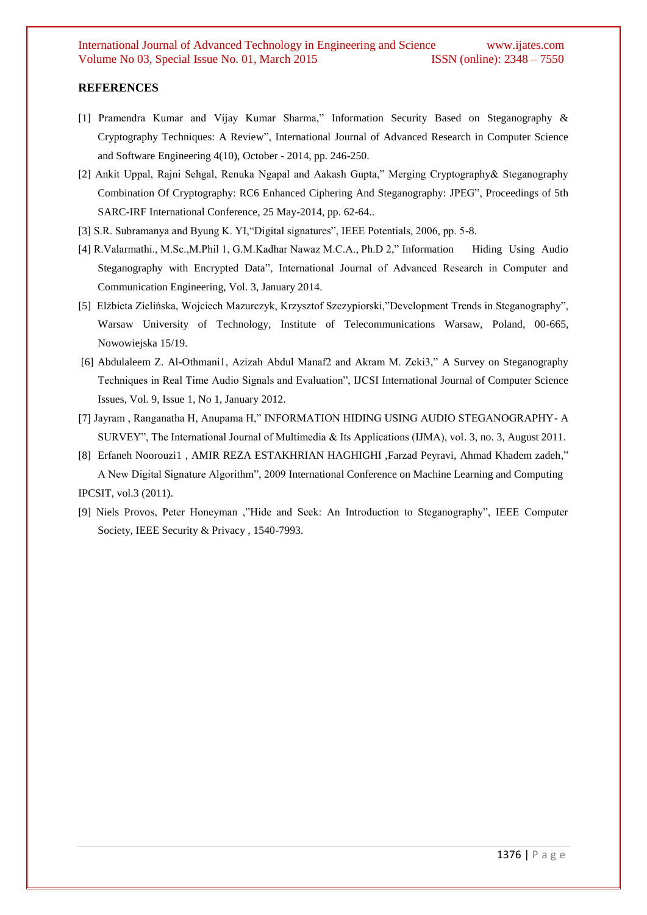## REFERENCES

[1] Pramendra Kumar and Vijay Kumar Sharma," Information Security Based on Steganography & Cryptography Techniques: A Review", International Journal of Advanced Research in Computer Science and Software Engineering 4(10), October - 2014, pp. 246-250.

[2] Ankit Uppal, Rajni Sehgal, Renuka Ngapal and Aakash Gupta," Merging Cryptography& Steganography Combination Of Cryptography: RC6 Enhanced Ciphering And Steganography: JPEG", Proceedings of 5th SARC-IRF International Conference, 25 May-2014, pp. 62-64..

[3] S.R. Subramanya and Byung K. YI,"Digital signatures", IEEE Potentials, 2006, pp. 5-8.

[4] R.Valarmathi., M.Sc.,M.Phil 1, G.M.Kadhar Nawaz M.C.A., Ph.D 2," Information Hiding Using Audio Steganography with Encrypted Data", International Journal of Advanced Research in Computer and Communication Engineering, Vol. 3, January 2014.

[5] Elżbieta Zielińska, Wojciech Mazurczyk, Krzysztof Szczypiorski,"Development Trends in Steganography", Warsaw University of Technology, Institute of Telecommunications Warsaw, Poland, 00-665, Nowowiejska 15/19.

[6] Abdulaleem Z. Al-Othmani1, Azizah Abdul Manaf2 and Akram M. Zeki3," A Survey on Steganography Techniques in Real Time Audio Signals and Evaluation", IJCSI International Journal of Computer Science Issues, Vol. 9, Issue 1, No 1, January 2012.

[7] Jayram , Ranganatha H, Anupama H," INFORMATION HIDING USING AUDIO STEGANOGRAPHY- A SURVEY", The International Journal of Multimedia & Its Applications (IJMA), vol. 3, no. 3, August 2011.

[8] Erfaneh Noorouzi1 , AMIR REZA ESTAKHRIAN HAGHIGHI ,Farzad Peyravi, Ahmad Khadem zadeh," A New Digital Signature Algorithm", 2009 International Conference on Machine Learning and Computing IPCSIT, vol.3 (2011).

[9] Niels Provos, Peter Honeyman ,"Hide and Seek: An Introduction to Steganography", IEEE Computer Society, IEEE Security & Privacy , 1540-7993.